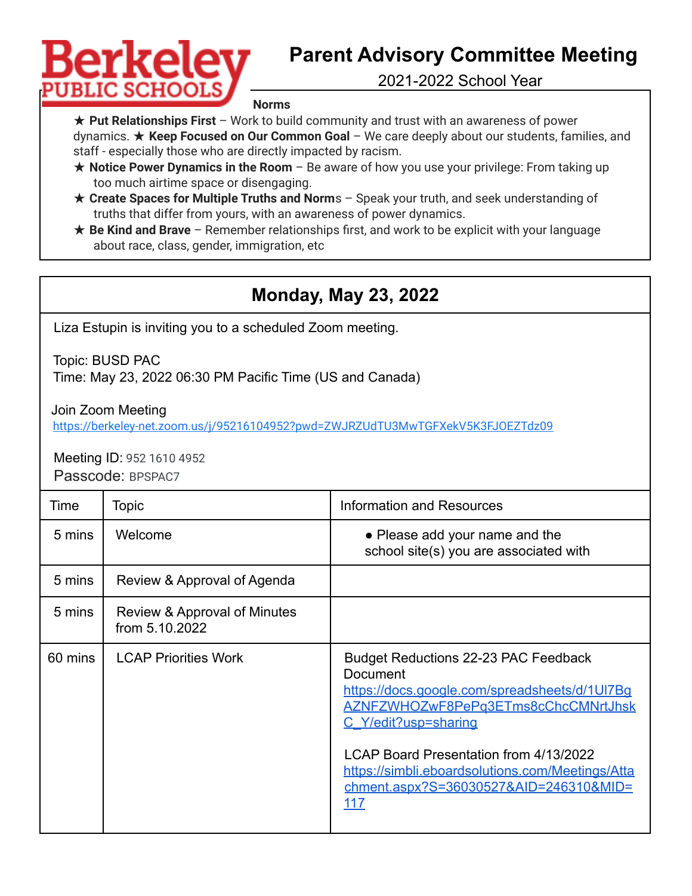Berkeley PUBLIC SCHOOLS

# Parent Advisory Committee Meeting

2021-2022 School Year

**Norms**

★ **Put Relationships First** – Work to build community and trust with an awareness of power dynamics. ★ **Keep Focused on Our Common Goal** – We care deeply about our students, families, and staff - especially those who are directly impacted by racism.

★ **Notice Power Dynamics in the Room** – Be aware of how you use your privilege: From taking up too much airtime space or disengaging.

★ **Create Spaces for Multiple Truths and Norms** – Speak your truth, and seek understanding of truths that differ from yours, with an awareness of power dynamics.

★ **Be Kind and Brave** – Remember relationships first, and work to be explicit with your language about race, class, gender, immigration, etc

## Monday, May 23, 2022

Liza Estupin is inviting you to a scheduled Zoom meeting.

Topic: BUSD PAC
Time: May 23, 2022 06:30 PM Pacific Time (US and Canada)

Join Zoom Meeting
https://berkeley-net.zoom.us/j/95216104952?pwd=ZWJRZUdTU3MwTGFXekV5K3FJOEZTdz09

Meeting ID: 952 1610 4952
Passcode: BPSPAC7

| Time | Topic | Information and Resources |
|---|---|---|
| 5 mins | Welcome | • Please add your name and the school site(s) you are associated with |
| 5 mins | Review & Approval of Agenda | |
| 5 mins | Review & Approval of Minutes from 5.10.2022 | |
| 60 mins | LCAP Priorities Work | Budget Reductions 22-23 PAC Feedback Document https://docs.google.com/spreadsheets/d/1Ul7BgAZNFZWHOZwF8PePq3ETms8cChcCMNrtJhskC_Y/edit?usp=sharing <br><br> LCAP Board Presentation from 4/13/2022 https://simbli.eboardsolutions.com/Meetings/Attachment.aspx?S=36030527&AID=246310&MID=117 |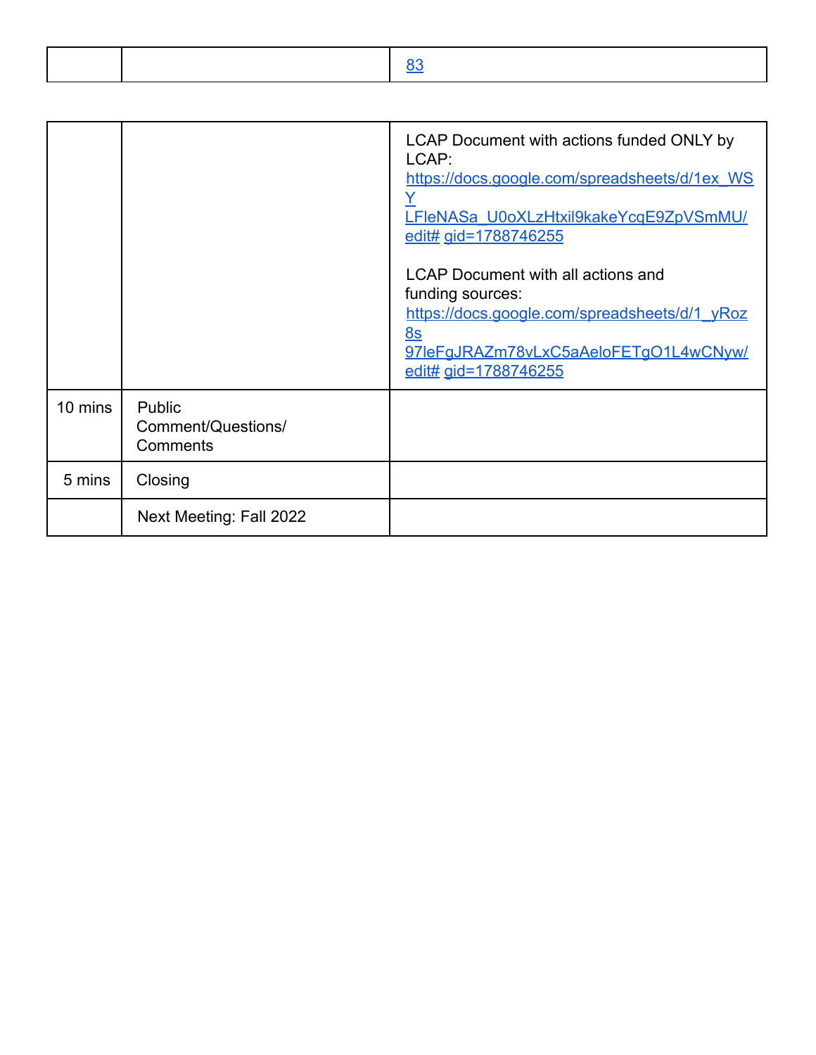| | | |
|---|---|---|
| | | 83 |

| | | |
|---|---|---|
| | | LCAP Document with actions funded ONLY by LCAP: https://docs.google.com/spreadsheets/d/1ex_WSYLFleNASa_U0oXLzHtxil9kakeYcqE9ZpVSmMU/edit# gid=1788746255<br><br>LCAP Document with all actions and funding sources: https://docs.google.com/spreadsheets/d/1_yRoz8s97leFgJRAZm78vLxC5aAeloFETgO1L4wCNyw/edit# gid=1788746255 |
| 10 mins | Public Comment/Questions/ Comments | |
| 5 mins | Closing | |
| | Next Meeting: Fall 2022 | |